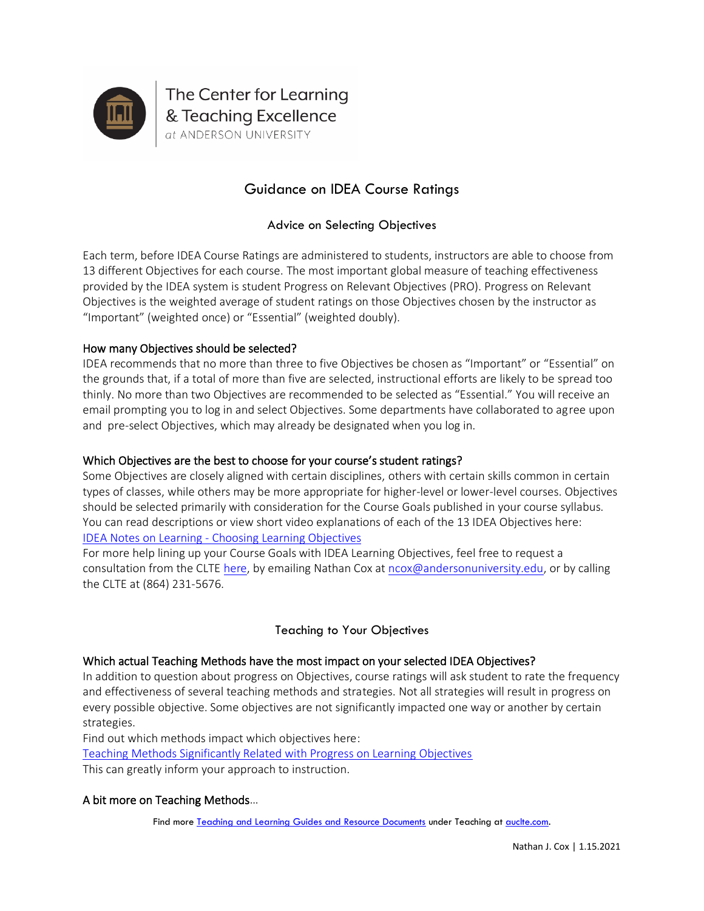The Center for Learning & Teaching Excellence
*at* ANDERSON UNIVERSITY

# Guidance on IDEA Course Ratings

## Advice on Selecting Objectives

Each term, before IDEA Course Ratings are administered to students, instructors are able to choose from 13 different Objectives for each course. The most important global measure of teaching effectiveness provided by the IDEA system is student Progress on Relevant Objectives (PRO). Progress on Relevant Objectives is the weighted average of student ratings on those Objectives chosen by the instructor as "Important" (weighted once) or "Essential" (weighted doubly).

### How many Objectives should be selected?

IDEA recommends that no more than three to five Objectives be chosen as "Important" or "Essential" on the grounds that, if a total of more than five are selected, instructional efforts are likely to be spread too thinly. No more than two Objectives are recommended to be selected as "Essential." You will receive an email prompting you to log in and select Objectives. Some departments have collaborated to agree upon and pre-select Objectives, which may already be designated when you log in.

### Which Objectives are the best to choose for your course's student ratings?

Some Objectives are closely aligned with certain disciplines, others with certain skills common in certain types of classes, while others may be more appropriate for higher-level or lower-level courses. Objectives should be selected primarily with consideration for the Course Goals published in your course syllabus. You can read descriptions or view short video explanations of each of the 13 IDEA Objectives here: IDEA Notes on Learning - Choosing Learning Objectives

For more help lining up your Course Goals with IDEA Learning Objectives, feel free to request a consultation from the CLTE here, by emailing Nathan Cox at ncox@andersonuniversity.edu, or by calling the CLTE at (864) 231-5676.

## Teaching to Your Objectives

### Which actual Teaching Methods have the most impact on your selected IDEA Objectives?

In addition to question about progress on Objectives, course ratings will ask student to rate the frequency and effectiveness of several teaching methods and strategies. Not all strategies will result in progress on every possible objective. Some objectives are not significantly impacted one way or another by certain strategies.

Find out which methods impact which objectives here:

Teaching Methods Significantly Related with Progress on Learning Objectives

This can greatly inform your approach to instruction.

### A bit more on Teaching Methods...

Find more Teaching and Learning Guides and Resource Documents under Teaching at auclte.com.

Nathan J. Cox | 1.15.2021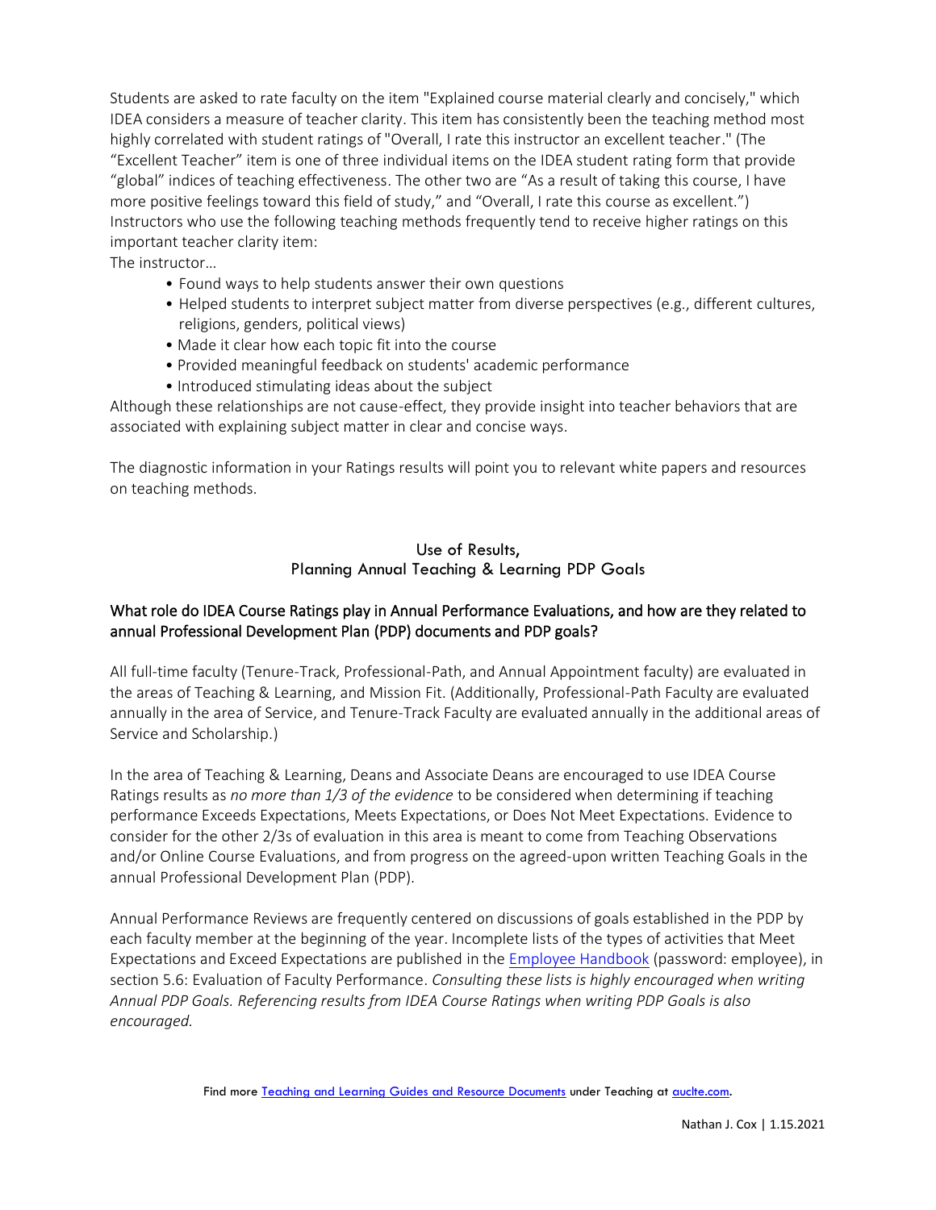Students are asked to rate faculty on the item "Explained course material clearly and concisely," which IDEA considers a measure of teacher clarity. This item has consistently been the teaching method most highly correlated with student ratings of "Overall, I rate this instructor an excellent teacher." (The “Excellent Teacher” item is one of three individual items on the IDEA student rating form that provide “global” indices of teaching effectiveness. The other two are “As a result of taking this course, I have more positive feelings toward this field of study,” and “Overall, I rate this course as excellent.”) Instructors who use the following teaching methods frequently tend to receive higher ratings on this important teacher clarity item:

The instructor…

- Found ways to help students answer their own questions
- Helped students to interpret subject matter from diverse perspectives (e.g., different cultures, religions, genders, political views)
- Made it clear how each topic fit into the course
- Provided meaningful feedback on students' academic performance
- Introduced stimulating ideas about the subject

Although these relationships are not cause-effect, they provide insight into teacher behaviors that are associated with explaining subject matter in clear and concise ways.

The diagnostic information in your Ratings results will point you to relevant white papers and resources on teaching methods.

## Use of Results, Planning Annual Teaching & Learning PDP Goals

### What role do IDEA Course Ratings play in Annual Performance Evaluations, and how are they related to annual Professional Development Plan (PDP) documents and PDP goals?

All full-time faculty (Tenure-Track, Professional-Path, and Annual Appointment faculty) are evaluated in the areas of Teaching & Learning, and Mission Fit. (Additionally, Professional-Path Faculty are evaluated annually in the area of Service, and Tenure-Track Faculty are evaluated annually in the additional areas of Service and Scholarship.)

In the area of Teaching & Learning, Deans and Associate Deans are encouraged to use IDEA Course Ratings results as *no more than 1/3 of the evidence* to be considered when determining if teaching performance Exceeds Expectations, Meets Expectations, or Does Not Meet Expectations. Evidence to consider for the other 2/3s of evaluation in this area is meant to come from Teaching Observations and/or Online Course Evaluations, and from progress on the agreed-upon written Teaching Goals in the annual Professional Development Plan (PDP).

Annual Performance Reviews are frequently centered on discussions of goals established in the PDP by each faculty member at the beginning of the year. Incomplete lists of the types of activities that Meet Expectations and Exceed Expectations are published in the Employee Handbook (password: employee), in section 5.6: Evaluation of Faculty Performance. *Consulting these lists is highly encouraged when writing Annual PDP Goals. Referencing results from IDEA Course Ratings when writing PDP Goals is also encouraged.*

Find more Teaching and Learning Guides and Resource Documents under Teaching at auclte.com.

Nathan J. Cox | 1.15.2021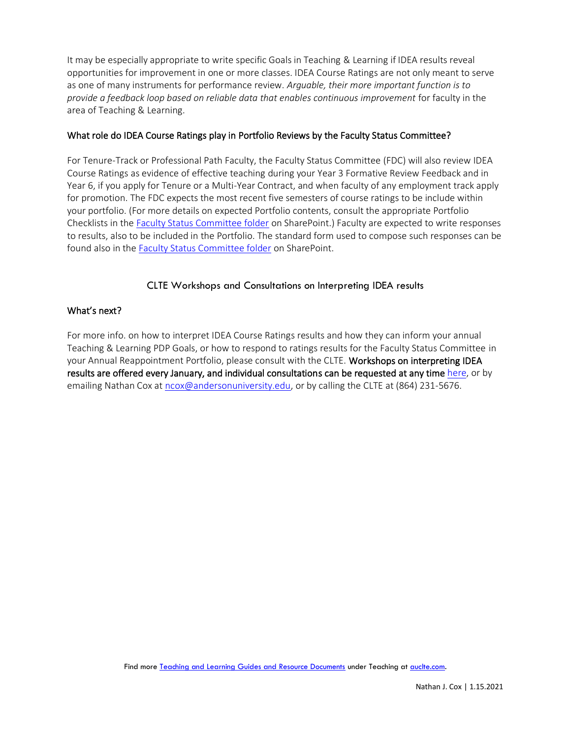It may be especially appropriate to write specific Goals in Teaching & Learning if IDEA results reveal opportunities for improvement in one or more classes. IDEA Course Ratings are not only meant to serve as one of many instruments for performance review. *Arguable, their more important function is to provide a feedback loop based on reliable data that enables continuous improvement* for faculty in the area of Teaching & Learning.

### What role do IDEA Course Ratings play in Portfolio Reviews by the Faculty Status Committee?

For Tenure-Track or Professional Path Faculty, the Faculty Status Committee (FDC) will also review IDEA Course Ratings as evidence of effective teaching during your Year 3 Formative Review Feedback and in Year 6, if you apply for Tenure or a Multi-Year Contract, and when faculty of any employment track apply for promotion. The FDC expects the most recent five semesters of course ratings to be include within your portfolio. (For more details on expected Portfolio contents, consult the appropriate Portfolio Checklists in the [Faculty Status Committee folder] on SharePoint.) Faculty are expected to write responses to results, also to be included in the Portfolio. The standard form used to compose such responses can be found also in the [Faculty Status Committee folder] on SharePoint.

## CLTE Workshops and Consultations on Interpreting IDEA results

### What's next?

For more info. on how to interpret IDEA Course Ratings results and how they can inform your annual Teaching & Learning PDP Goals, or how to respond to ratings results for the Faculty Status Committee in your Annual Reappointment Portfolio, please consult with the CLTE. **Workshops on interpreting IDEA results are offered every January, and individual consultations can be requested at any time** [here], or by emailing Nathan Cox at ncox@andersonuniversity.edu, or by calling the CLTE at (864) 231-5676.

Find more [Teaching and Learning Guides and Resource Documents] under Teaching at auclte.com.

Nathan J. Cox | 1.15.2021